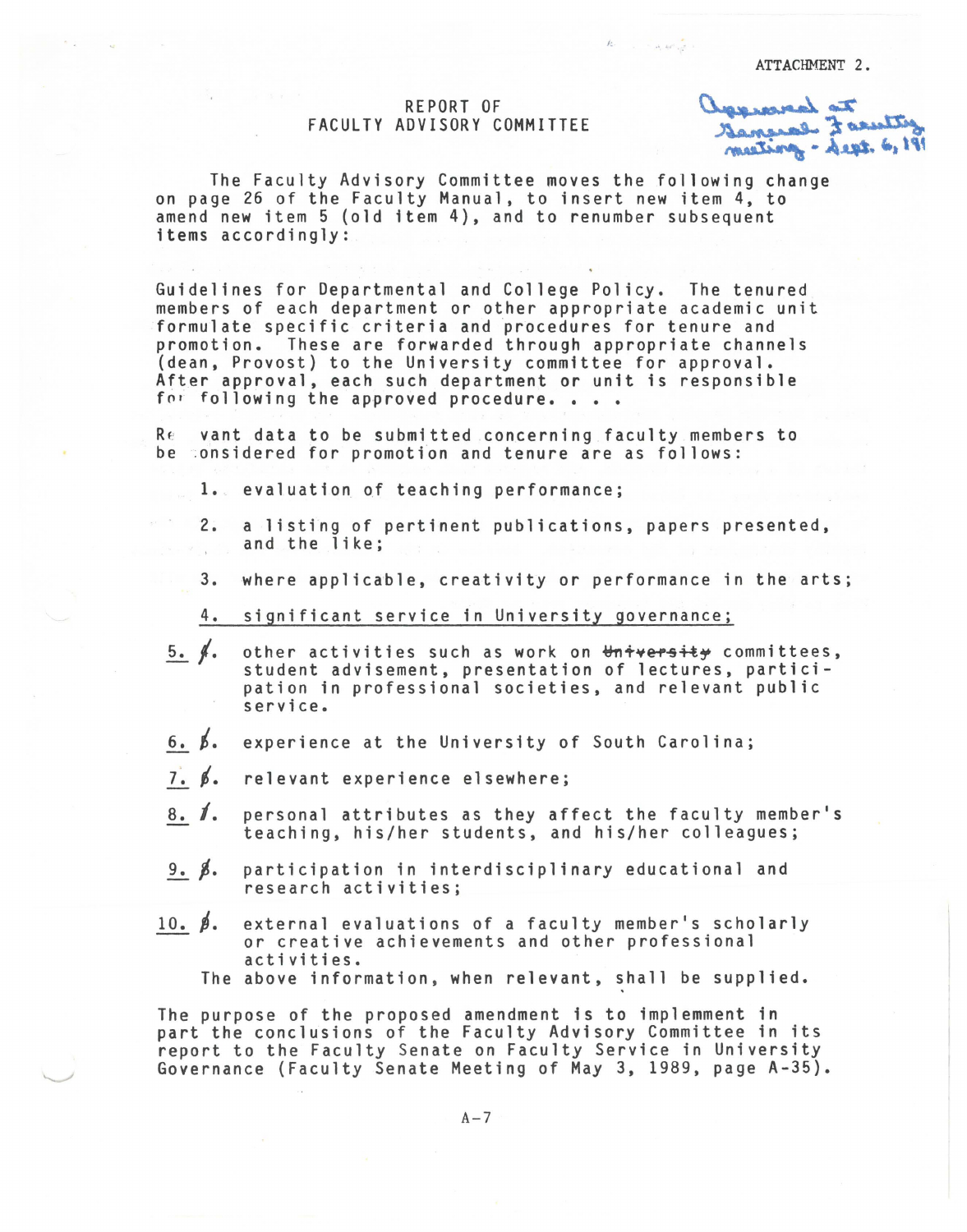ATTACHMENT 2.

# REPORT OF FACULTY ADVISORY COMMITTEE

Approved at General Faculty meeting - Sept. 6, 19[89]

The Faculty Advisory Committee moves the following change on page 26 of the Faculty Manual, to insert new item 4, to amend new item 5 (old item 4), and to renumber subsequent items accordingly:

Guidelines for Departmental and College Policy. The tenured members of each department or other appropriate academic unit formulate specific criteria and procedures for tenure and promotion. These are forwarded through appropriate channels (dean, Provost) to the University committee for approval. After approval, each such department or unit is responsible for following the approved procedure. . . .

Relevant data to be submitted concerning faculty members to be considered for promotion and tenure are as follows:

1. evaluation of teaching performance;

2. a listing of pertinent publications, papers presented, and the like;

3. where applicable, creativity or performance in the arts;

4. <u>significant service in University governance;</u>

<u>5.</u> ~~4~~. other activities such as work on ~~University~~ committees, student advisement, presentation of lectures, participation in professional societies, and relevant public service.

<u>6.</u> ~~5~~. experience at the University of South Carolina;

<u>7.</u> ~~6~~. relevant experience elsewhere;

<u>8.</u> ~~7~~. personal attributes as they affect the faculty member's teaching, his/her students, and his/her colleagues;

<u>9.</u> ~~8~~. participation in interdisciplinary educational and research activities;

<u>10.</u> ~~9~~. external evaluations of a faculty member's scholarly or creative achievements and other professional activities.

The above information, when relevant, shall be supplied.

The purpose of the proposed amendment is to implement in part the conclusions of the Faculty Advisory Committee in its report to the Faculty Senate on Faculty Service in University Governance (Faculty Senate Meeting of May 3, 1989, page A-35).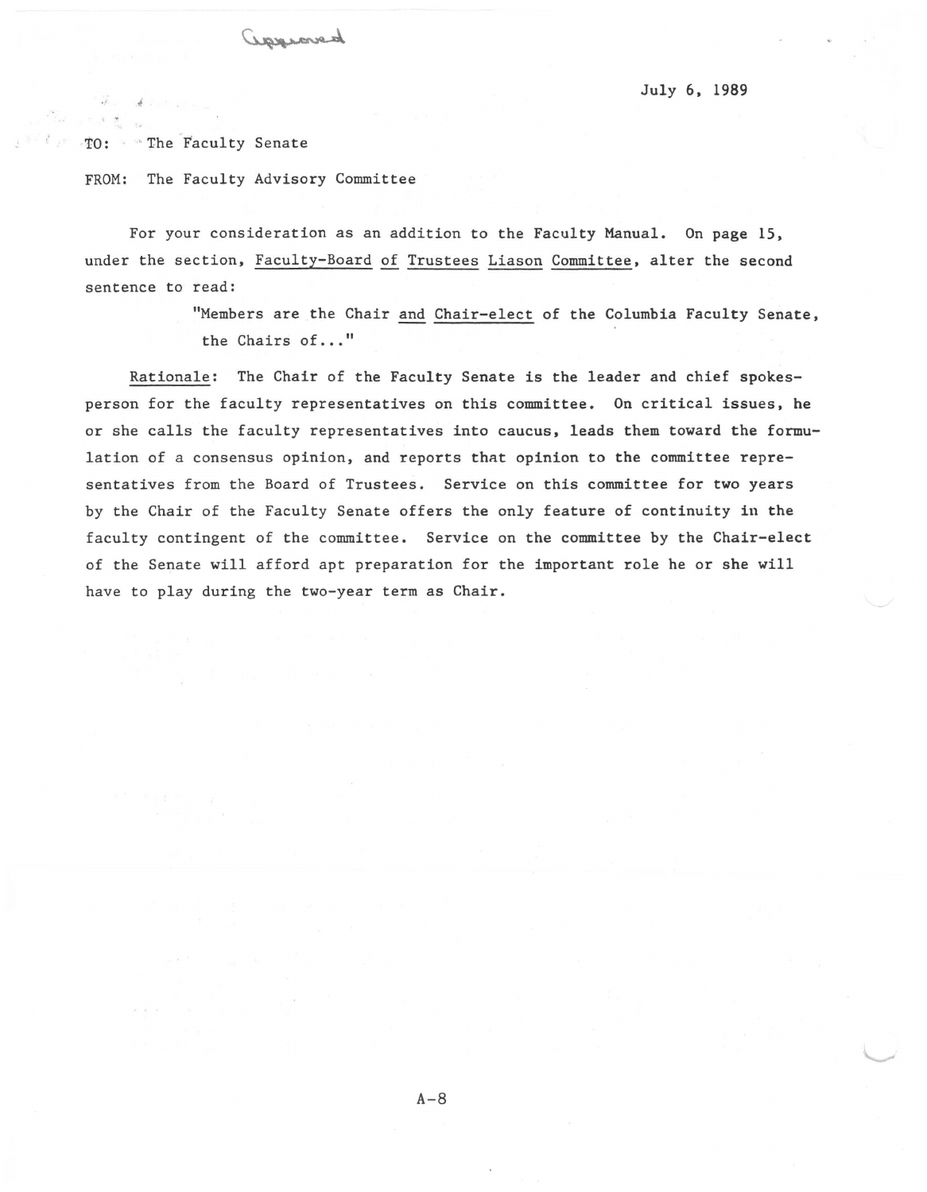Approved

July 6, 1989

TO: The Faculty Senate

FROM: The Faculty Advisory Committee

For your consideration as an addition to the Faculty Manual. On page 15, under the section, Faculty-Board of Trustees Liason Committee, alter the second sentence to read:

> "Members are the Chair and Chair-elect of the Columbia Faculty Senate, the Chairs of..."

Rationale: The Chair of the Faculty Senate is the leader and chief spokesperson for the faculty representatives on this committee. On critical issues, he or she calls the faculty representatives into caucus, leads them toward the formulation of a consensus opinion, and reports that opinion to the committee representatives from the Board of Trustees. Service on this committee for two years by the Chair of the Faculty Senate offers the only feature of continuity in the faculty contingent of the committee. Service on the committee by the Chair-elect of the Senate will afford apt preparation for the important role he or she will have to play during the two-year term as Chair.

A-8